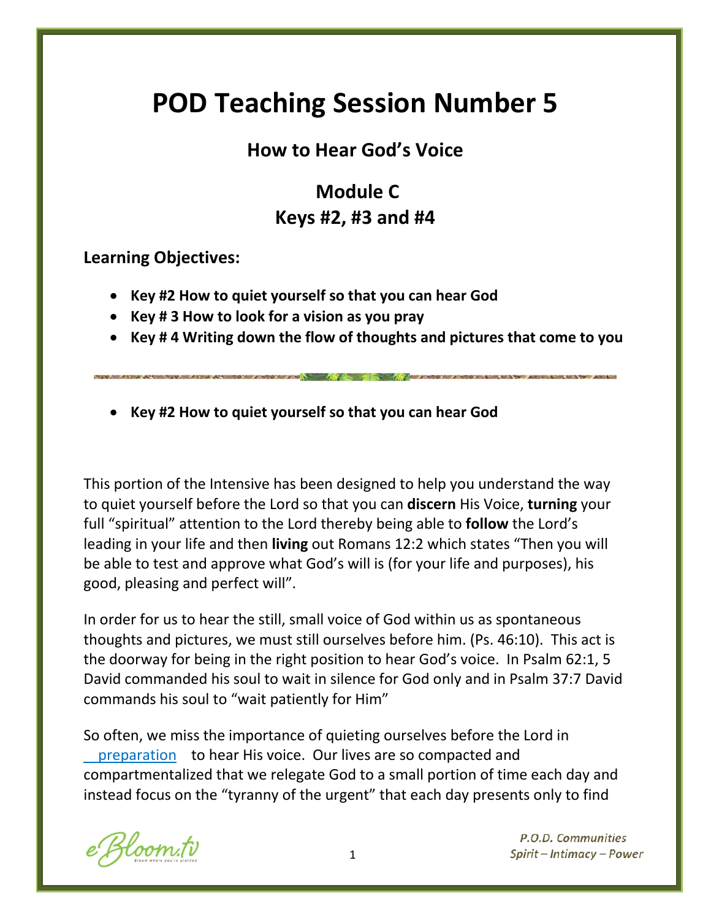# POD Teaching Session Number 5

## How to Hear God's Voice

## Module C
## Keys #2, #3 and #4

**Learning Objectives:**

- **Key #2 How to quiet yourself so that you can hear God**
- **Key # 3 How to look for a vision as you pray**
- **Key # 4 Writing down the flow of thoughts and pictures that come to you**

---

- **Key #2 How to quiet yourself so that you can hear God**

This portion of the Intensive has been designed to help you understand the way to quiet yourself before the Lord so that you can **discern** His Voice, **turning** your full "spiritual" attention to the Lord thereby being able to **follow** the Lord's leading in your life and then **living** out Romans 12:2 which states "Then you will be able to test and approve what God's will is (for your life and purposes), his good, pleasing and perfect will".

In order for us to hear the still, small voice of God within us as spontaneous thoughts and pictures, we must still ourselves before him. (Ps. 46:10). This act is the doorway for being in the right position to hear God's voice. In Psalm 62:1, 5 David commanded his soul to wait in silence for God only and in Psalm 37:7 David commands his soul to "wait patiently for Him"

So often, we miss the importance of quieting ourselves before the Lord in preparation to hear His voice. Our lives are so compacted and compartmentalized that we relegate God to a small portion of time each day and instead focus on the "tyranny of the urgent" that each day presents only to find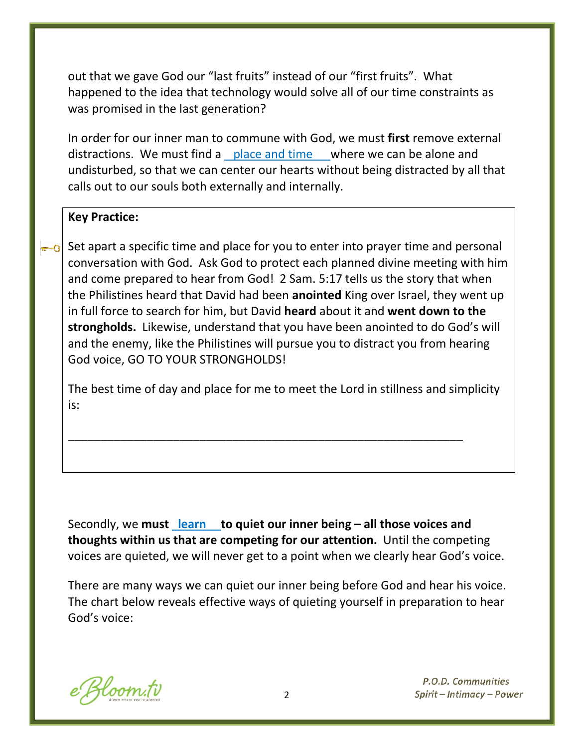out that we gave God our "last fruits" instead of our "first fruits". What happened to the idea that technology would solve all of our time constraints as was promised in the last generation?

In order for our inner man to commune with God, we must **first** remove external distractions. We must find a place and time where we can be alone and undisturbed, so that we can center our hearts without being distracted by all that calls out to our souls both externally and internally.

**Key Practice:**

Set apart a specific time and place for you to enter into prayer time and personal conversation with God. Ask God to protect each planned divine meeting with him and come prepared to hear from God! 2 Sam. 5:17 tells us the story that when the Philistines heard that David had been **anointed** King over Israel, they went up in full force to search for him, but David **heard** about it and **went down to the strongholds.** Likewise, understand that you have been anointed to do God's will and the enemy, like the Philistines will pursue you to distract you from hearing God voice, GO TO YOUR STRONGHOLDS!

The best time of day and place for me to meet the Lord in stillness and simplicity is:

_______________________________________________________________

Secondly, we **must learn to quiet our inner being – all those voices and thoughts within us that are competing for our attention.** Until the competing voices are quieted, we will never get to a point when we clearly hear God's voice.

There are many ways we can quiet our inner being before God and hear his voice. The chart below reveals effective ways of quieting yourself in preparation to hear God's voice: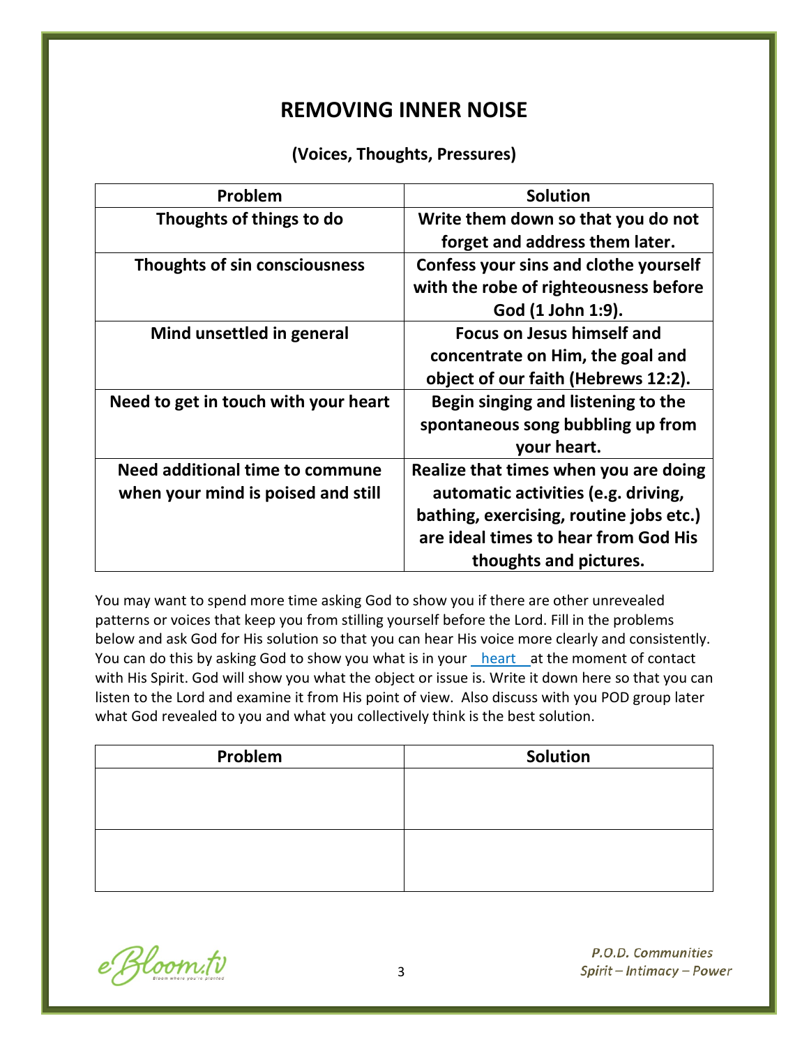# REMOVING INNER NOISE

**(Voices, Thoughts, Pressures)**

| Problem | Solution |
|---|---|
| **Thoughts of things to do** | **Write them down so that you do not forget and address them later.** |
| **Thoughts of sin consciousness** | **Confess your sins and clothe yourself with the robe of righteousness before God (1 John 1:9).** |
| **Mind unsettled in general** | **Focus on Jesus himself and concentrate on Him, the goal and object of our faith (Hebrews 12:2).** |
| **Need to get in touch with your heart** | **Begin singing and listening to the spontaneous song bubbling up from your heart.** |
| **Need additional time to commune when your mind is poised and still** | **Realize that times when you are doing automatic activities (e.g. driving, bathing, exercising, routine jobs etc.) are ideal times to hear from God His thoughts and pictures.** |

You may want to spend more time asking God to show you if there are other unrevealed patterns or voices that keep you from stilling yourself before the Lord. Fill in the problems below and ask God for His solution so that you can hear His voice more clearly and consistently. You can do this by asking God to show you what is in your heart at the moment of contact with His Spirit. God will show you what the object or issue is. Write it down here so that you can listen to the Lord and examine it from His point of view. Also discuss with you POD group later what God revealed to you and what you collectively think is the best solution.

| Problem | Solution |
|---|---|
| | |
| | |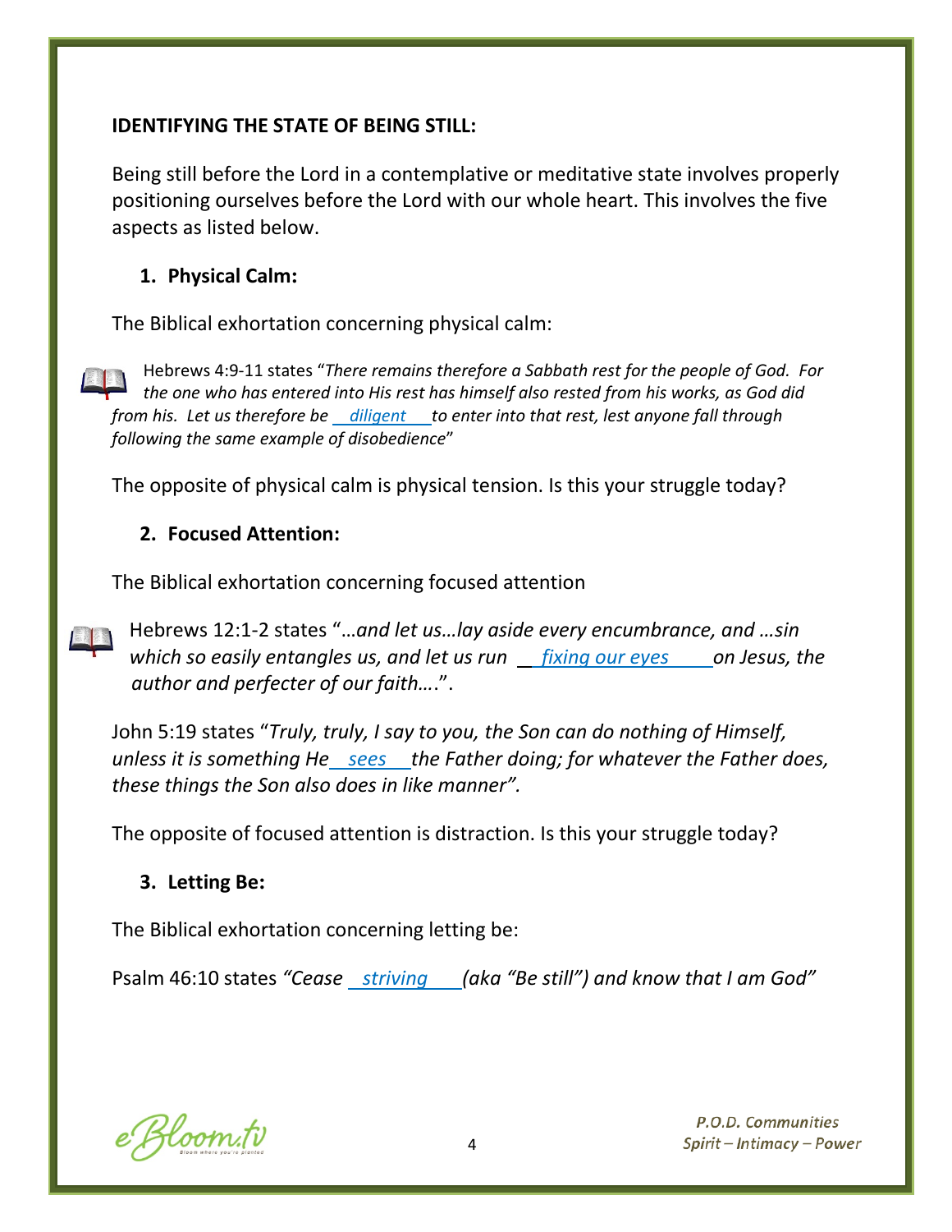**IDENTIFYING THE STATE OF BEING STILL:**

Being still before the Lord in a contemplative or meditative state involves properly positioning ourselves before the Lord with our whole heart. This involves the five aspects as listed below.

1. **Physical Calm:**

The Biblical exhortation concerning physical calm:

Hebrews 4:9-11 states "*There remains therefore a Sabbath rest for the people of God. For the one who has entered into His rest has himself also rested from his works, as God did from his. Let us therefore be __diligent__ to enter into that rest, lest anyone fall through following the same example of disobedience*"

The opposite of physical calm is physical tension. Is this your struggle today?

2. **Focused Attention:**

The Biblical exhortation concerning focused attention

Hebrews 12:1-2 states "*…and let us…lay aside every encumbrance, and …sin which so easily entangles us, and let us run __fixing our eyes__ on Jesus, the author and perfecter of our faith….*".

John 5:19 states "*Truly, truly, I say to you, the Son can do nothing of Himself, unless it is something He __sees__ the Father doing; for whatever the Father does, these things the Son also does in like manner".*

The opposite of focused attention is distraction. Is this your struggle today?

3. **Letting Be:**

The Biblical exhortation concerning letting be:

Psalm 46:10 states *"Cease __striving__ (aka "Be still") and know that I am God"*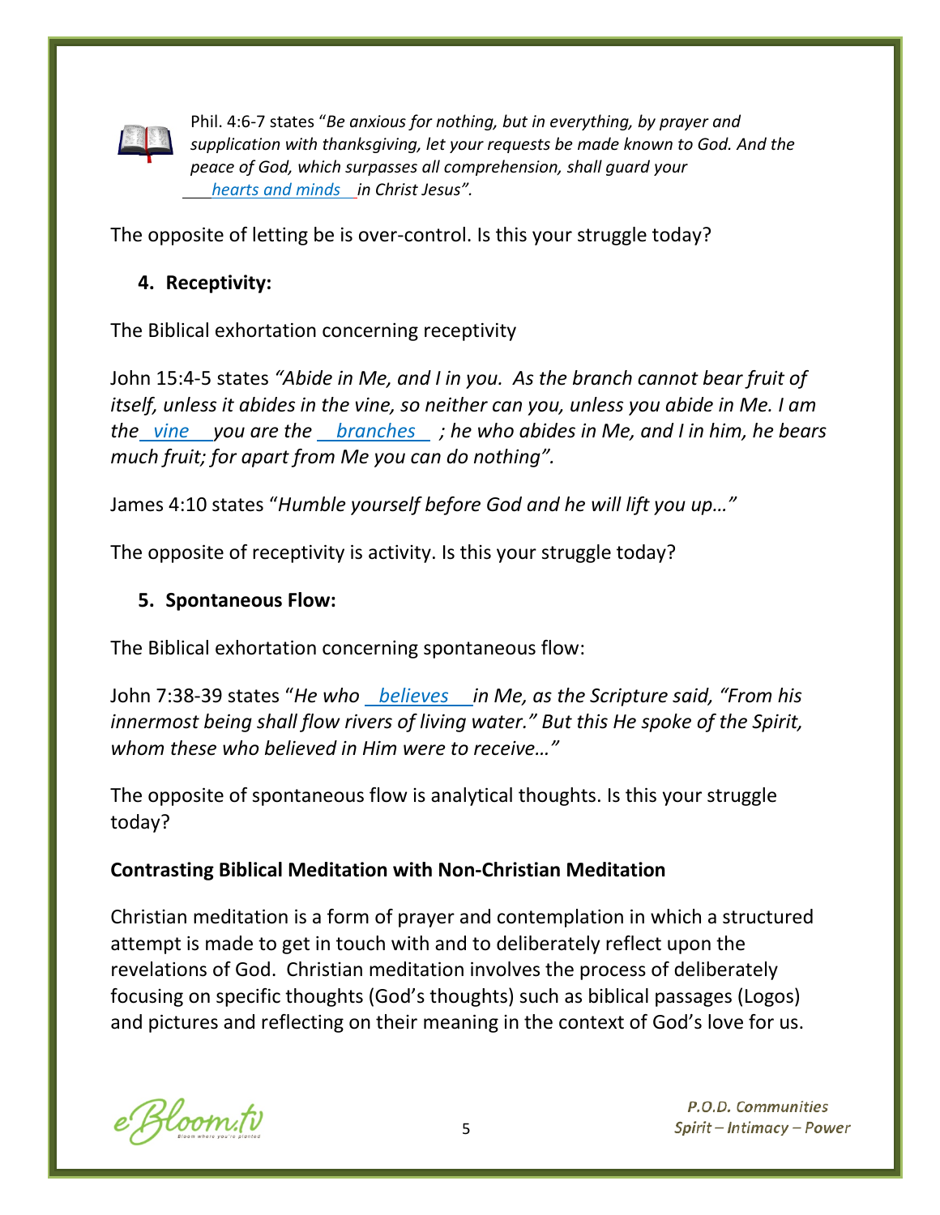Phil. 4:6-7 states "*Be anxious for nothing, but in everything, by prayer and supplication with thanksgiving, let your requests be made known to God. And the peace of God, which surpasses all comprehension, shall guard your* ___*hearts and minds*___ *in Christ Jesus".*

The opposite of letting be is over-control. Is this your struggle today?

**4. Receptivity:**

The Biblical exhortation concerning receptivity

John 15:4-5 states *"Abide in Me, and I in you. As the branch cannot bear fruit of itself, unless it abides in the vine, so neither can you, unless you abide in Me. I am the* ___*vine*___ *you are the* ___*branches*___ *; he who abides in Me, and I in him, he bears much fruit; for apart from Me you can do nothing".*

James 4:10 states "*Humble yourself before God and he will lift you up…"*

The opposite of receptivity is activity. Is this your struggle today?

**5. Spontaneous Flow:**

The Biblical exhortation concerning spontaneous flow:

John 7:38-39 states "*He who* ___*believes*___ *in Me, as the Scripture said, "From his innermost being shall flow rivers of living water." But this He spoke of the Spirit, whom these who believed in Him were to receive…"*

The opposite of spontaneous flow is analytical thoughts. Is this your struggle today?

**Contrasting Biblical Meditation with Non-Christian Meditation**

Christian meditation is a form of prayer and contemplation in which a structured attempt is made to get in touch with and to deliberately reflect upon the revelations of God. Christian meditation involves the process of deliberately focusing on specific thoughts (God's thoughts) such as biblical passages (Logos) and pictures and reflecting on their meaning in the context of God's love for us.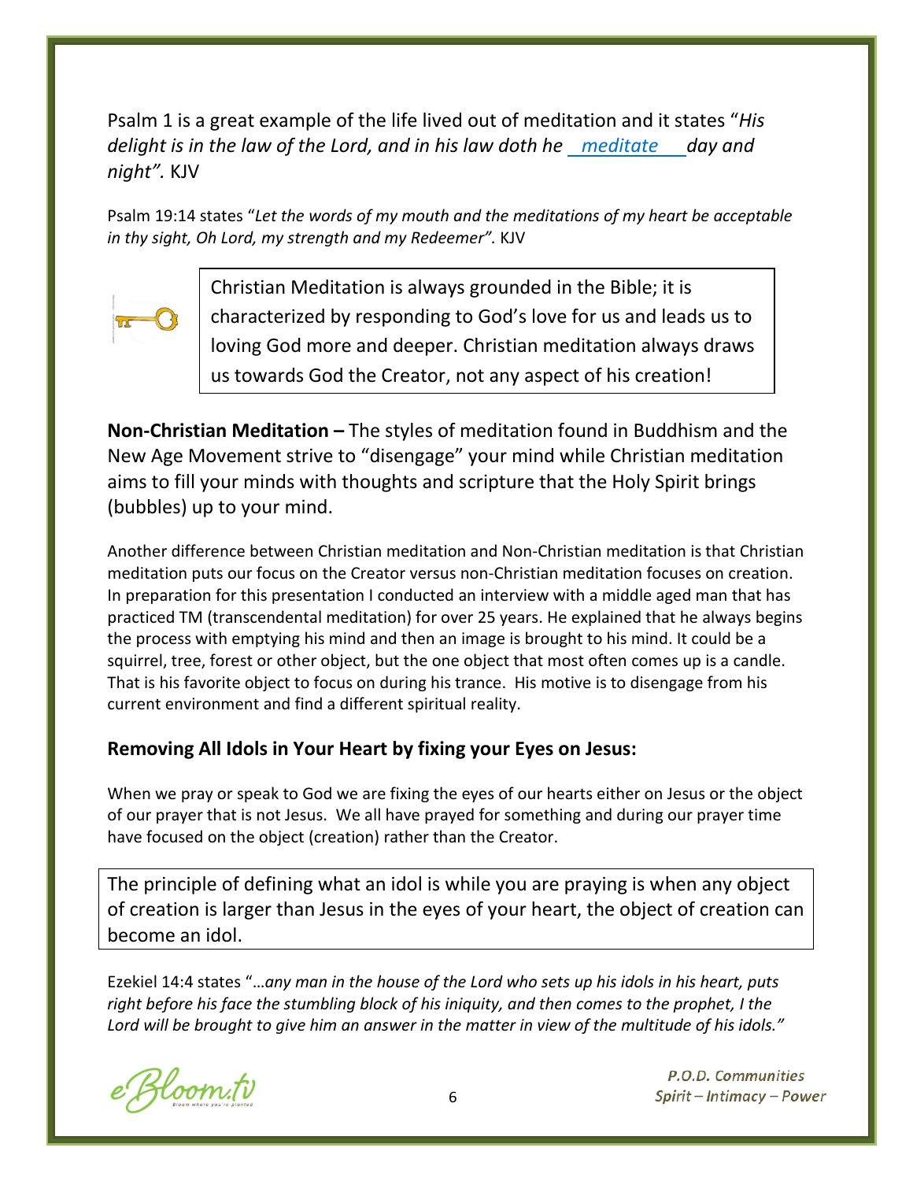Psalm 1 is a great example of the life lived out of meditation and it states "*His delight is in the law of the Lord, and in his law doth he* __*meditate*__ *day and night".* KJV

Psalm 19:14 states "*Let the words of my mouth and the meditations of my heart be acceptable in thy sight, Oh Lord, my strength and my Redeemer".* KJV

Christian Meditation is always grounded in the Bible; it is characterized by responding to God's love for us and leads us to loving God more and deeper. Christian meditation always draws us towards God the Creator, not any aspect of his creation!

**Non-Christian Meditation –** The styles of meditation found in Buddhism and the New Age Movement strive to "disengage" your mind while Christian meditation aims to fill your minds with thoughts and scripture that the Holy Spirit brings (bubbles) up to your mind.

Another difference between Christian meditation and Non-Christian meditation is that Christian meditation puts our focus on the Creator versus non-Christian meditation focuses on creation. In preparation for this presentation I conducted an interview with a middle aged man that has practiced TM (transcendental meditation) for over 25 years. He explained that he always begins the process with emptying his mind and then an image is brought to his mind. It could be a squirrel, tree, forest or other object, but the one object that most often comes up is a candle. That is his favorite object to focus on during his trance. His motive is to disengage from his current environment and find a different spiritual reality.

### Removing All Idols in Your Heart by fixing your Eyes on Jesus:

When we pray or speak to God we are fixing the eyes of our hearts either on Jesus or the object of our prayer that is not Jesus. We all have prayed for something and during our prayer time have focused on the object (creation) rather than the Creator.

The principle of defining what an idol is while you are praying is when any object of creation is larger than Jesus in the eyes of your heart, the object of creation can become an idol.

Ezekiel 14:4 states "*…any man in the house of the Lord who sets up his idols in his heart, puts right before his face the stumbling block of his iniquity, and then comes to the prophet, I the Lord will be brought to give him an answer in the matter in view of the multitude of his idols."*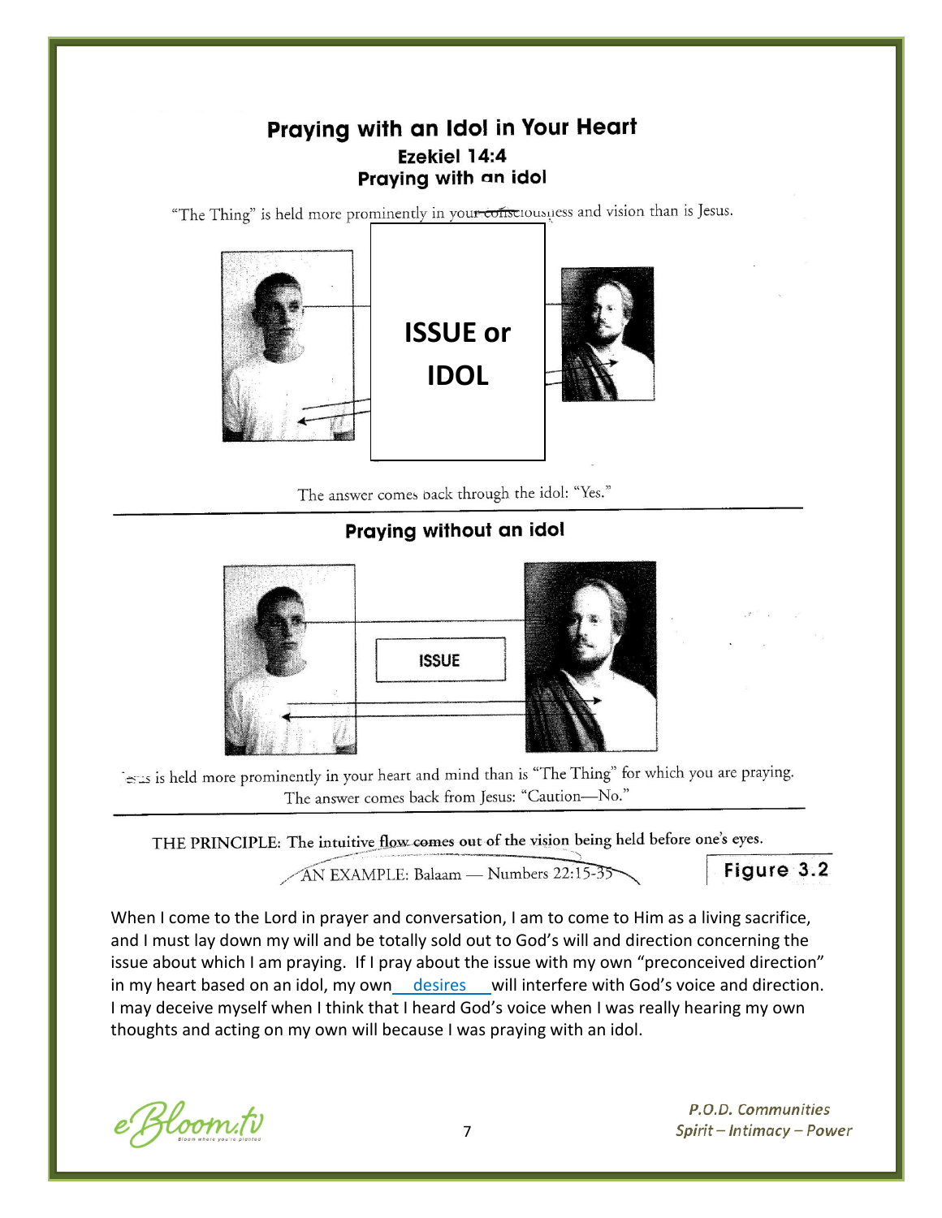## Praying with an Idol in Your Heart

### Ezekiel 14:4

### Praying with an idol

"The Thing" is held more prominently in your consciousness and vision than is Jesus.

ISSUE or IDOL

The answer comes back through the idol: "Yes."

### Praying without an idol

ISSUE

Jesus is held more prominently in your heart and mind than is "The Thing" for which you are praying.
The answer comes back from Jesus: "Caution—No."

THE PRINCIPLE: The intuitive flow comes out of the vision being held before one's eyes.

AN EXAMPLE: Balaam — Numbers 22:15-35

Figure 3.2

When I come to the Lord in prayer and conversation, I am to come to Him as a living sacrifice, and I must lay down my will and be totally sold out to God's will and direction concerning the issue about which I am praying. If I pray about the issue with my own "preconceived direction" in my heart based on an idol, my own desires will interfere with God's voice and direction. I may deceive myself when I think that I heard God's voice when I was really hearing my own thoughts and acting on my own will because I was praying with an idol.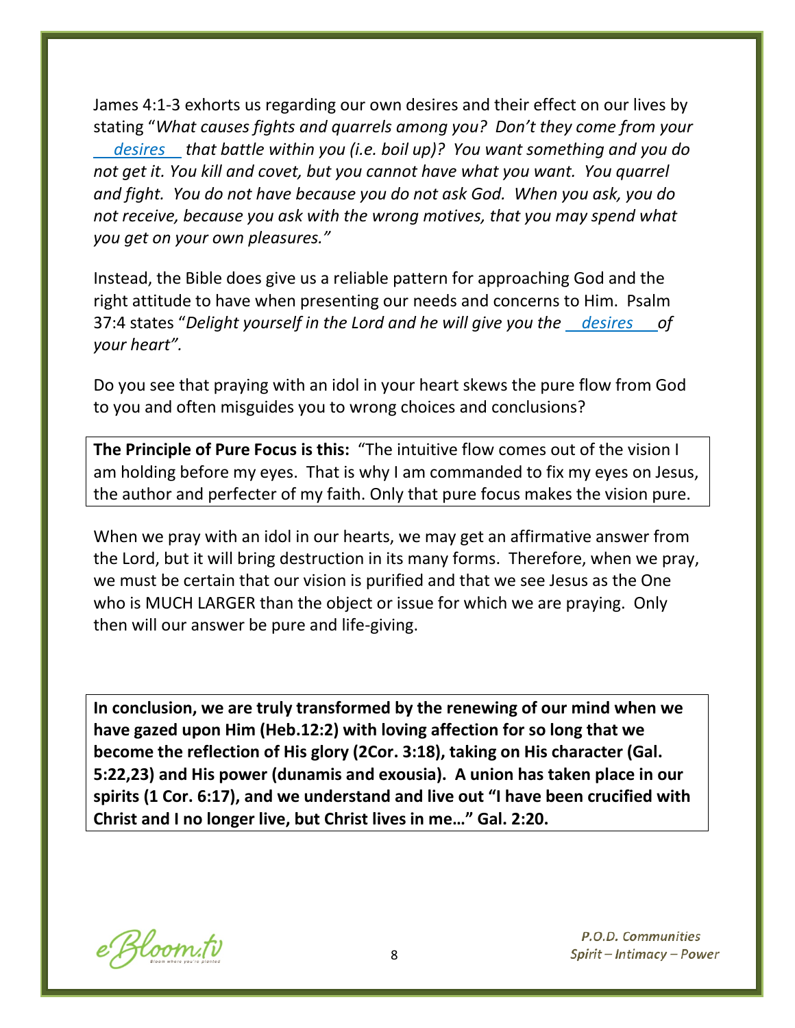James 4:1-3 exhorts us regarding our own desires and their effect on our lives by stating "*What causes fights and quarrels among you? Don't they come from your desires that battle within you (i.e. boil up)? You want something and you do not get it. You kill and covet, but you cannot have what you want. You quarrel and fight. You do not have because you do not ask God. When you ask, you do not receive, because you ask with the wrong motives, that you may spend what you get on your own pleasures."*

Instead, the Bible does give us a reliable pattern for approaching God and the right attitude to have when presenting our needs and concerns to Him. Psalm 37:4 states "*Delight yourself in the Lord and he will give you the desires of your heart".*

Do you see that praying with an idol in your heart skews the pure flow from God to you and often misguides you to wrong choices and conclusions?

**The Principle of Pure Focus is this:** "The intuitive flow comes out of the vision I am holding before my eyes. That is why I am commanded to fix my eyes on Jesus, the author and perfecter of my faith. Only that pure focus makes the vision pure.

When we pray with an idol in our hearts, we may get an affirmative answer from the Lord, but it will bring destruction in its many forms. Therefore, when we pray, we must be certain that our vision is purified and that we see Jesus as the One who is MUCH LARGER than the object or issue for which we are praying. Only then will our answer be pure and life-giving.

**In conclusion, we are truly transformed by the renewing of our mind when we have gazed upon Him (Heb.12:2) with loving affection for so long that we become the reflection of His glory (2Cor. 3:18), taking on His character (Gal. 5:22,23) and His power (dunamis and exousia). A union has taken place in our spirits (1 Cor. 6:17), and we understand and live out "I have been crucified with Christ and I no longer live, but Christ lives in me…" Gal. 2:20.**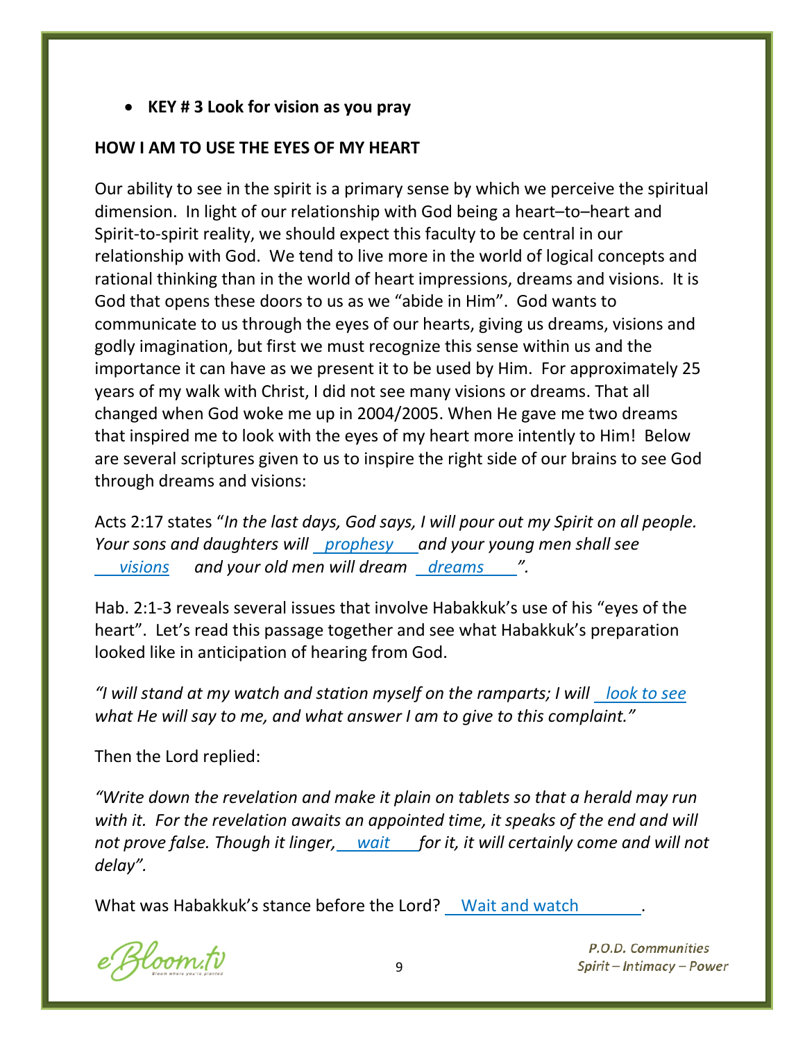- **KEY # 3 Look for vision as you pray**

**HOW I AM TO USE THE EYES OF MY HEART**

Our ability to see in the spirit is a primary sense by which we perceive the spiritual dimension. In light of our relationship with God being a heart–to–heart and Spirit-to-spirit reality, we should expect this faculty to be central in our relationship with God. We tend to live more in the world of logical concepts and rational thinking than in the world of heart impressions, dreams and visions. It is God that opens these doors to us as we "abide in Him". God wants to communicate to us through the eyes of our hearts, giving us dreams, visions and godly imagination, but first we must recognize this sense within us and the importance it can have as we present it to be used by Him. For approximately 25 years of my walk with Christ, I did not see many visions or dreams. That all changed when God woke me up in 2004/2005. When He gave me two dreams that inspired me to look with the eyes of my heart more intently to Him! Below are several scriptures given to us to inspire the right side of our brains to see God through dreams and visions:

Acts 2:17 states "*In the last days, God says, I will pour out my Spirit on all people. Your sons and daughters will* __prophesy__ *and your young men shall see* __visions__ *and your old men will dream* __dreams__ *".*

Hab. 2:1-3 reveals several issues that involve Habakkuk's use of his "eyes of the heart". Let's read this passage together and see what Habakkuk's preparation looked like in anticipation of hearing from God.

*"I will stand at my watch and station myself on the ramparts; I will* __look to see__ *what He will say to me, and what answer I am to give to this complaint."*

Then the Lord replied:

*"Write down the revelation and make it plain on tablets so that a herald may run with it. For the revelation awaits an appointed time, it speaks of the end and will not prove false. Though it linger,* __wait__ *for it, it will certainly come and will not delay".*

What was Habakkuk's stance before the Lord? __Wait and watch__.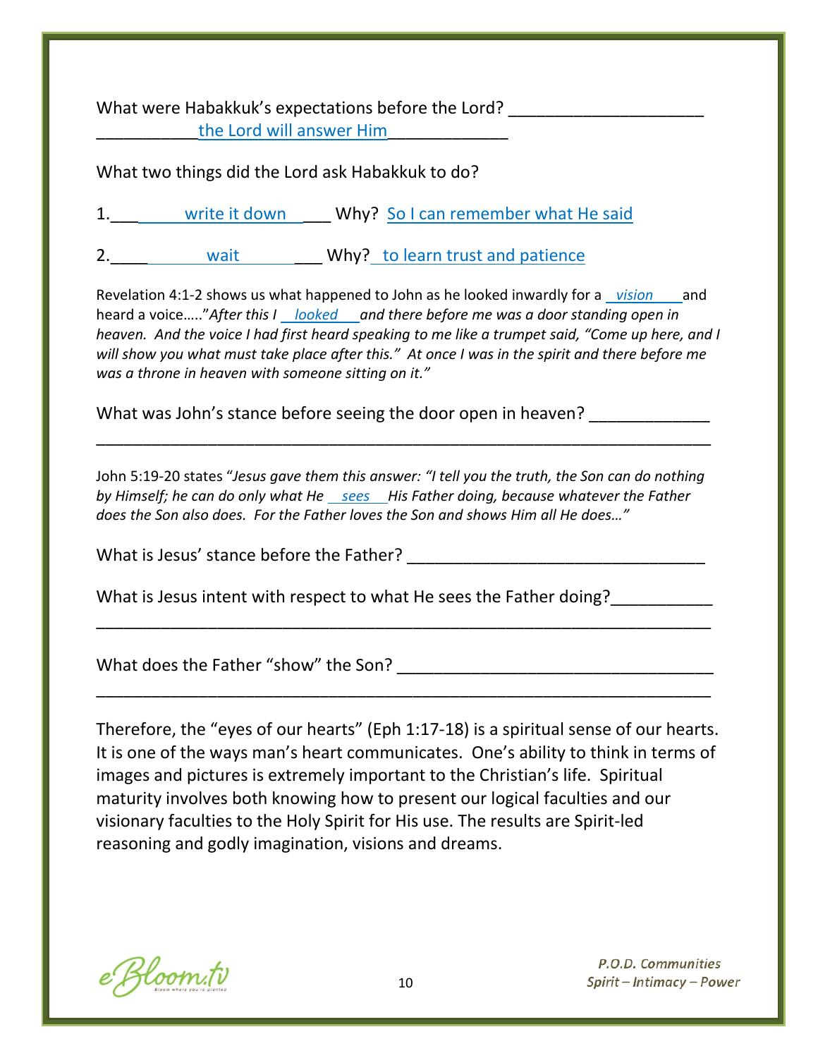What were Habakkuk's expectations before the Lord? ____________________ ___________the Lord will answer Him_____________

What two things did the Lord ask Habakkuk to do?

1.___ write it down ___ Why? So I can remember what He said

2.____ wait ___ Why? to learn trust and patience

Revelation 4:1-2 shows us what happened to John as he looked inwardly for a *vision* and heard a voice….."*After this I looked and there before me was a door standing open in heaven. And the voice I had first heard speaking to me like a trumpet said, "Come up here, and I will show you what must take place after this." At once I was in the spirit and there before me was a throne in heaven with someone sitting on it."*

What was John's stance before seeing the door open in heaven? _____________ ____________________________________________________________________

John 5:19-20 states "*Jesus gave them this answer: "I tell you the truth, the Son can do nothing by Himself; he can do only what He sees His Father doing, because whatever the Father does the Son also does. For the Father loves the Son and shows Him all He does…"*

What is Jesus' stance before the Father? ________________________________

What is Jesus intent with respect to what He sees the Father doing?___________ ____________________________________________________________________

What does the Father "show" the Son? __________________________________ ____________________________________________________________________

Therefore, the "eyes of our hearts" (Eph 1:17-18) is a spiritual sense of our hearts. It is one of the ways man's heart communicates. One's ability to think in terms of images and pictures is extremely important to the Christian's life. Spiritual maturity involves both knowing how to present our logical faculties and our visionary faculties to the Holy Spirit for His use. The results are Spirit-led reasoning and godly imagination, visions and dreams.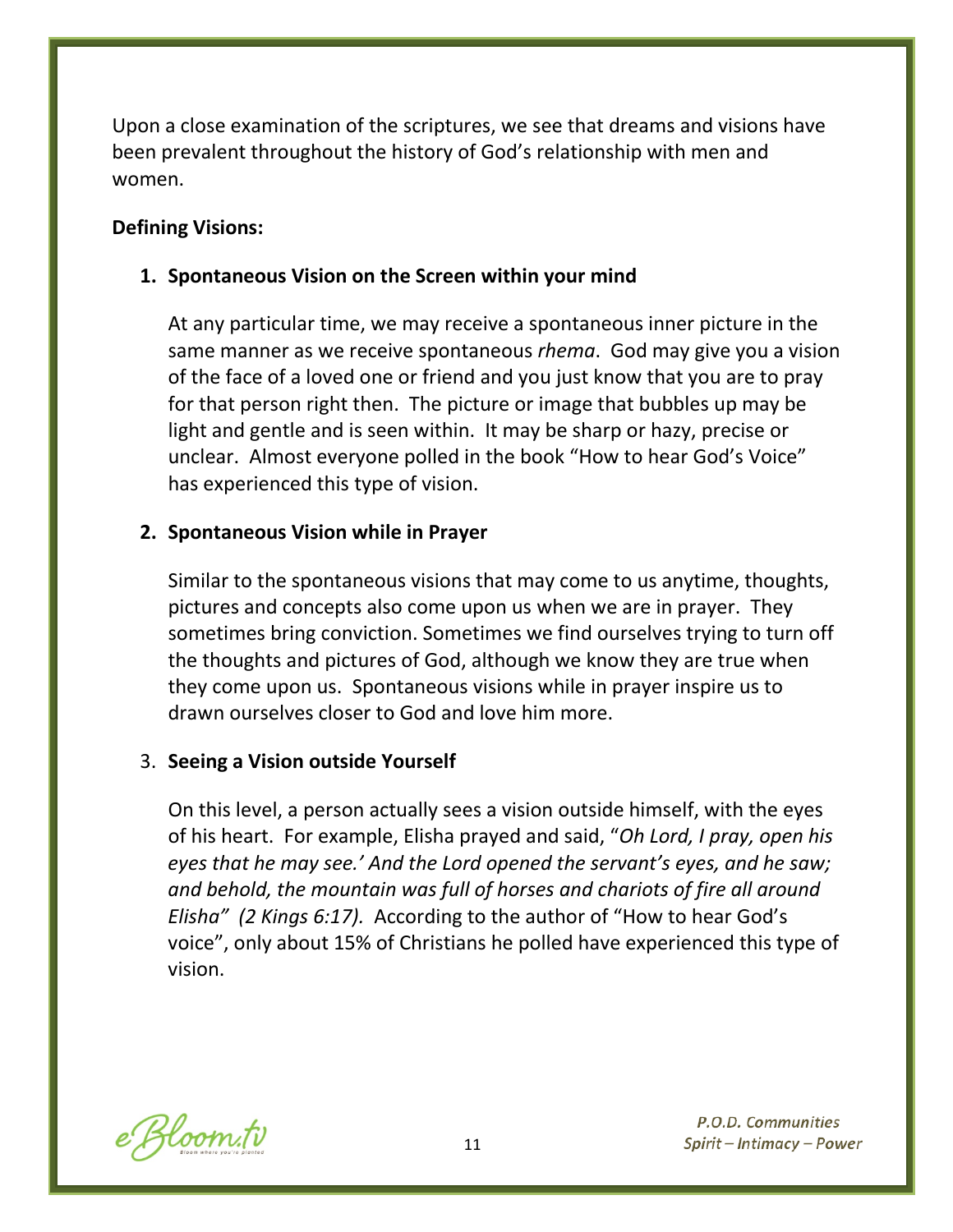Upon a close examination of the scriptures, we see that dreams and visions have been prevalent throughout the history of God's relationship with men and women.

**Defining Visions:**

1. **Spontaneous Vision on the Screen within your mind**

   At any particular time, we may receive a spontaneous inner picture in the same manner as we receive spontaneous *rhema*. God may give you a vision of the face of a loved one or friend and you just know that you are to pray for that person right then. The picture or image that bubbles up may be light and gentle and is seen within. It may be sharp or hazy, precise or unclear. Almost everyone polled in the book "How to hear God's Voice" has experienced this type of vision.

2. **Spontaneous Vision while in Prayer**

   Similar to the spontaneous visions that may come to us anytime, thoughts, pictures and concepts also come upon us when we are in prayer. They sometimes bring conviction. Sometimes we find ourselves trying to turn off the thoughts and pictures of God, although we know they are true when they come upon us. Spontaneous visions while in prayer inspire us to drawn ourselves closer to God and love him more.

3. **Seeing a Vision outside Yourself**

   On this level, a person actually sees a vision outside himself, with the eyes of his heart. For example, Elisha prayed and said, "*Oh Lord, I pray, open his eyes that he may see.' And the Lord opened the servant's eyes, and he saw; and behold, the mountain was full of horses and chariots of fire all around Elisha" (2 Kings 6:17).* According to the author of "How to hear God's voice", only about 15% of Christians he polled have experienced this type of vision.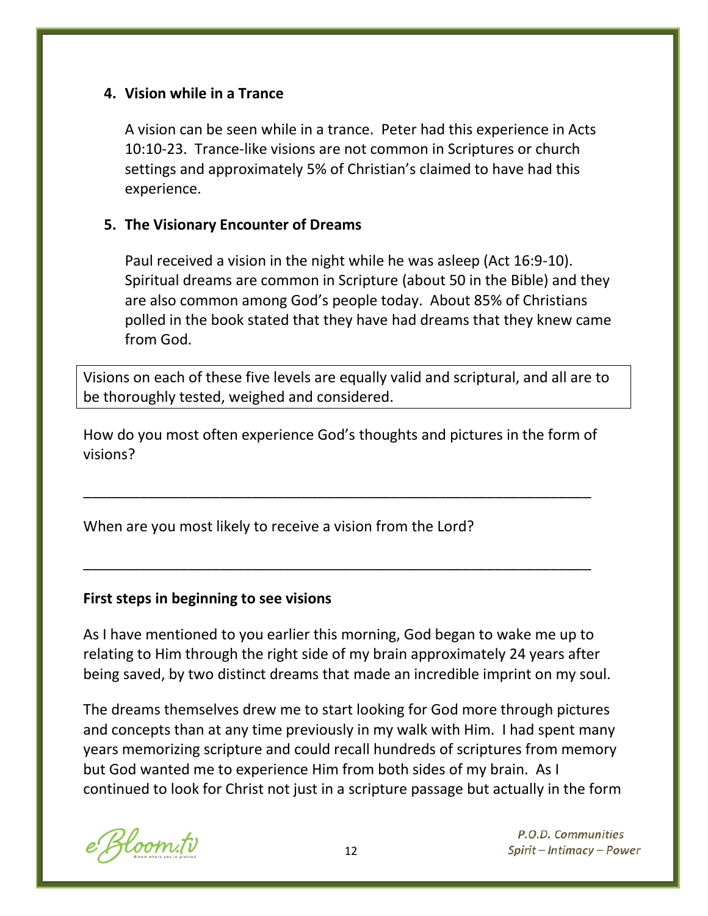4. **Vision while in a Trance**

   A vision can be seen while in a trance. Peter had this experience in Acts 10:10-23. Trance-like visions are not common in Scriptures or church settings and approximately 5% of Christian's claimed to have had this experience.

5. **The Visionary Encounter of Dreams**

   Paul received a vision in the night while he was asleep (Act 16:9-10). Spiritual dreams are common in Scripture (about 50 in the Bible) and they are also common among God's people today. About 85% of Christians polled in the book stated that they have had dreams that they knew came from God.

> Visions on each of these five levels are equally valid and scriptural, and all are to be thoroughly tested, weighed and considered.

How do you most often experience God's thoughts and pictures in the form of visions?

_________________________________________________________________

When are you most likely to receive a vision from the Lord?

_________________________________________________________________

**First steps in beginning to see visions**

As I have mentioned to you earlier this morning, God began to wake me up to relating to Him through the right side of my brain approximately 24 years after being saved, by two distinct dreams that made an incredible imprint on my soul.

The dreams themselves drew me to start looking for God more through pictures and concepts than at any time previously in my walk with Him. I had spent many years memorizing scripture and could recall hundreds of scriptures from memory but God wanted me to experience Him from both sides of my brain. As I continued to look for Christ not just in a scripture passage but actually in the form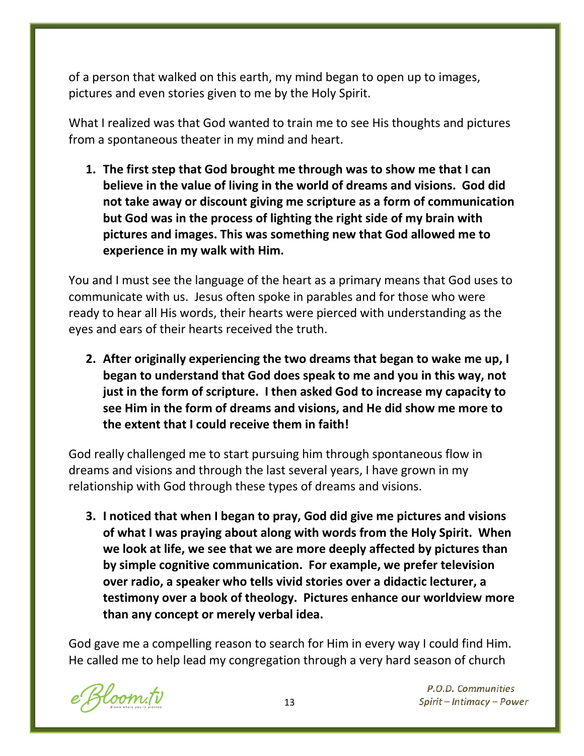of a person that walked on this earth, my mind began to open up to images, pictures and even stories given to me by the Holy Spirit.

What I realized was that God wanted to train me to see His thoughts and pictures from a spontaneous theater in my mind and heart.

1. **The first step that God brought me through was to show me that I can believe in the value of living in the world of dreams and visions. God did not take away or discount giving me scripture as a form of communication but God was in the process of lighting the right side of my brain with pictures and images. This was something new that God allowed me to experience in my walk with Him.**

You and I must see the language of the heart as a primary means that God uses to communicate with us. Jesus often spoke in parables and for those who were ready to hear all His words, their hearts were pierced with understanding as the eyes and ears of their hearts received the truth.

2. **After originally experiencing the two dreams that began to wake me up, I began to understand that God does speak to me and you in this way, not just in the form of scripture. I then asked God to increase my capacity to see Him in the form of dreams and visions, and He did show me more to the extent that I could receive them in faith!**

God really challenged me to start pursuing him through spontaneous flow in dreams and visions and through the last several years, I have grown in my relationship with God through these types of dreams and visions.

3. **I noticed that when I began to pray, God did give me pictures and visions of what I was praying about along with words from the Holy Spirit. When we look at life, we see that we are more deeply affected by pictures than by simple cognitive communication. For example, we prefer television over radio, a speaker who tells vivid stories over a didactic lecturer, a testimony over a book of theology. Pictures enhance our worldview more than any concept or merely verbal idea.**

God gave me a compelling reason to search for Him in every way I could find Him. He called me to help lead my congregation through a very hard season of church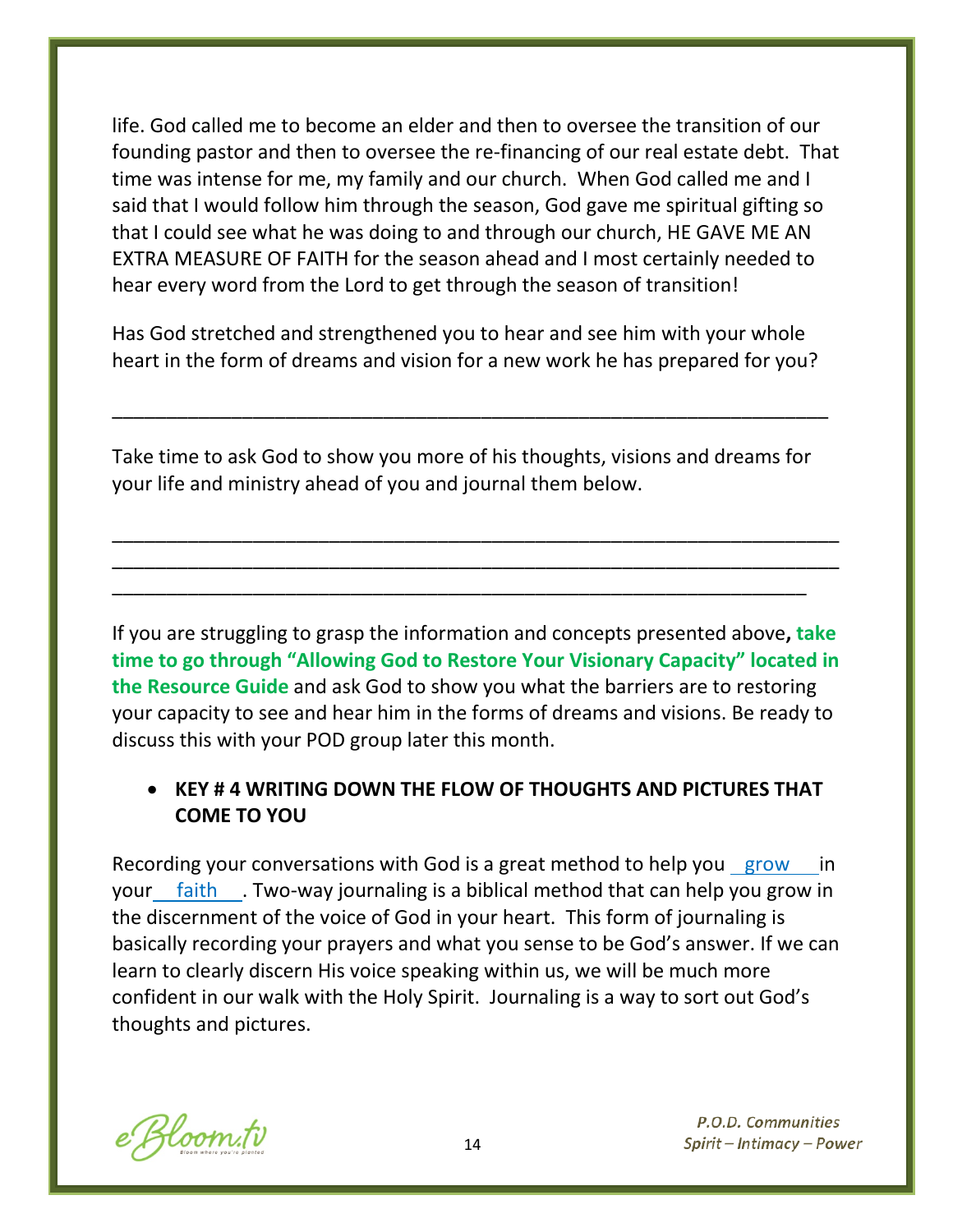life. God called me to become an elder and then to oversee the transition of our founding pastor and then to oversee the re-financing of our real estate debt. That time was intense for me, my family and our church. When God called me and I said that I would follow him through the season, God gave me spiritual gifting so that I could see what he was doing to and through our church, HE GAVE ME AN EXTRA MEASURE OF FAITH for the season ahead and I most certainly needed to hear every word from the Lord to get through the season of transition!

Has God stretched and strengthened you to hear and see him with your whole heart in the form of dreams and vision for a new work he has prepared for you?

_______________________________________________________________

Take time to ask God to show you more of his thoughts, visions and dreams for your life and ministry ahead of you and journal them below.

_______________________________________________________________
_______________________________________________________________
_______________________________________________________________

If you are struggling to grasp the information and concepts presented above**, take time to go through "Allowing God to Restore Your Visionary Capacity" located in the Resource Guide** and ask God to show you what the barriers are to restoring your capacity to see and hear him in the forms of dreams and visions. Be ready to discuss this with your POD group later this month.

- **KEY # 4 WRITING DOWN THE FLOW OF THOUGHTS AND PICTURES THAT COME TO YOU**

Recording your conversations with God is a great method to help you grow in your faith. Two-way journaling is a biblical method that can help you grow in the discernment of the voice of God in your heart. This form of journaling is basically recording your prayers and what you sense to be God's answer. If we can learn to clearly discern His voice speaking within us, we will be much more confident in our walk with the Holy Spirit. Journaling is a way to sort out God's thoughts and pictures.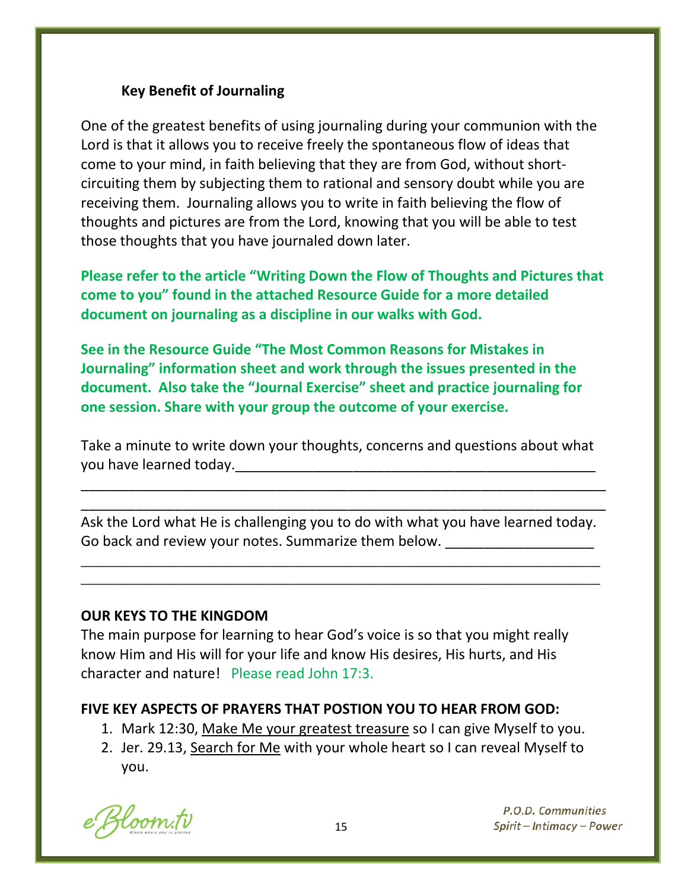### Key Benefit of Journaling

One of the greatest benefits of using journaling during your communion with the Lord is that it allows you to receive freely the spontaneous flow of ideas that come to your mind, in faith believing that they are from God, without short-circuiting them by subjecting them to rational and sensory doubt while you are receiving them. Journaling allows you to write in faith believing the flow of thoughts and pictures are from the Lord, knowing that you will be able to test those thoughts that you have journaled down later.

**Please refer to the article "Writing Down the Flow of Thoughts and Pictures that come to you" found in the attached Resource Guide for a more detailed document on journaling as a discipline in our walks with God.**

**See in the Resource Guide "The Most Common Reasons for Mistakes in Journaling" information sheet and work through the issues presented in the document. Also take the "Journal Exercise" sheet and practice journaling for one session. Share with your group the outcome of your exercise.**

Take a minute to write down your thoughts, concerns and questions about what you have learned today.______________________________________________

_________________________________________________________________

_________________________________________________________________

Ask the Lord what He is challenging you to do with what you have learned today. Go back and review your notes. Summarize them below. ___________________

_________________________________________________________________

_________________________________________________________________

**OUR KEYS TO THE KINGDOM**

The main purpose for learning to hear God's voice is so that you might really know Him and His will for your life and know His desires, His hurts, and His character and nature! Please read John 17:3.

**FIVE KEY ASPECTS OF PRAYERS THAT POSTION YOU TO HEAR FROM GOD:**

1. Mark 12:30, <u>Make Me your greatest treasure</u> so I can give Myself to you.
2. Jer. 29.13, <u>Search for Me</u> with your whole heart so I can reveal Myself to you.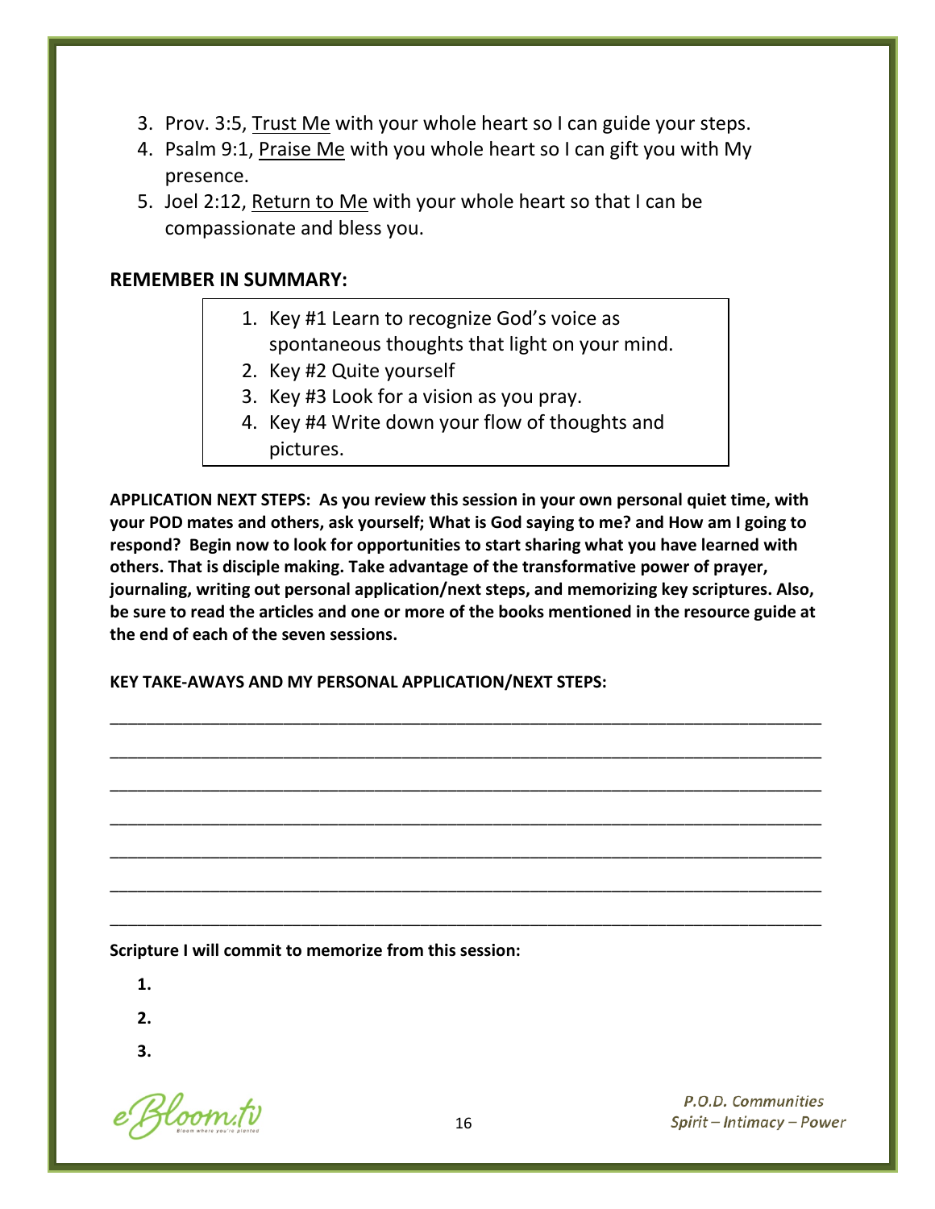3. Prov. 3:5, Trust Me with your whole heart so I can guide your steps.
4. Psalm 9:1, Praise Me with you whole heart so I can gift you with My presence.
5. Joel 2:12, Return to Me with your whole heart so that I can be compassionate and bless you.

**REMEMBER IN SUMMARY:**

1. Key #1 Learn to recognize God's voice as spontaneous thoughts that light on your mind.
2. Key #2 Quite yourself
3. Key #3 Look for a vision as you pray.
4. Key #4 Write down your flow of thoughts and pictures.

**APPLICATION NEXT STEPS: As you review this session in your own personal quiet time, with your POD mates and others, ask yourself; What is God saying to me? and How am I going to respond? Begin now to look for opportunities to start sharing what you have learned with others. That is disciple making. Take advantage of the transformative power of prayer, journaling, writing out personal application/next steps, and memorizing key scriptures. Also, be sure to read the articles and one or more of the books mentioned in the resource guide at the end of each of the seven sessions.**

**KEY TAKE-AWAYS AND MY PERSONAL APPLICATION/NEXT STEPS:**

___________________________________________________________________________

___________________________________________________________________________

___________________________________________________________________________

___________________________________________________________________________

___________________________________________________________________________

___________________________________________________________________________

___________________________________________________________________________

**Scripture I will commit to memorize from this session:**

**1.**

**2.**

**3.**

eBloom.tv
Bloom where you're planted

P.O.D. Communities
Spirit – Intimacy – Power